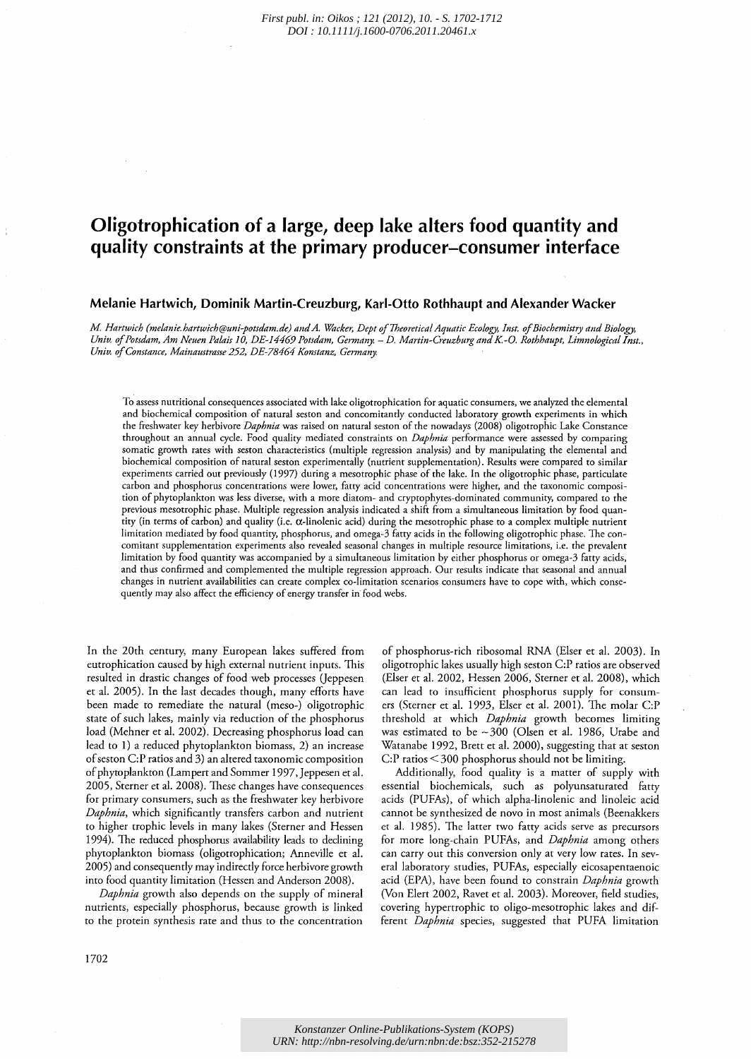First publ. in: Oikos ; 121 (2012), 10. - S. 1702-1712
DOI : 10.1111/j.1600-0706.2011.20461.x

# Oligotrophication of a large, deep lake alters food quantity and quality constraints at the primary producer–consumer interface

**Melanie Hartwich, Dominik Martin-Creuzburg, Karl-Otto Rothhaupt and Alexander Wacker**

*M. Hartwich (melanie.hartwich@uni-potsdam.de) and A. Wacker, Dept of Theoretical Aquatic Ecology, Inst. of Biochemistry and Biology, Univ. of Potsdam, Am Neuen Palais 10, DE-14469 Potsdam, Germany. – D. Martin-Creuzburg and K.-O. Rothhaupt, Limnological Inst., Univ. of Constance, Mainaustrasse 252, DE-78464 Konstanz, Germany.*

To assess nutritional consequences associated with lake oligotrophication for aquatic consumers, we analyzed the elemental and biochemical composition of natural seston and concomitantly conducted laboratory growth experiments in which the freshwater key herbivore *Daphnia* was raised on natural seston of the nowadays (2008) oligotrophic Lake Constance throughout an annual cycle. Food quality mediated constraints on *Daphnia* performance were assessed by comparing somatic growth rates with seston characteristics (multiple regression analysis) and by manipulating the elemental and biochemical composition of natural seston experimentally (nutrient supplementation). Results were compared to similar experiments carried out previously (1997) during a mesotrophic phase of the lake. In the oligotrophic phase, particulate carbon and phosphorus concentrations were lower, fatty acid concentrations were higher, and the taxonomic composition of phytoplankton was less diverse, with a more diatom- and cryptophytes-dominated community, compared to the previous mesotrophic phase. Multiple regression analysis indicated a shift from a simultaneous limitation by food quantity (in terms of carbon) and quality (i.e. α-linolenic acid) during the mesotrophic phase to a complex multiple nutrient limitation mediated by food quantity, phosphorus, and omega-3 fatty acids in the following oligotrophic phase. The concomitant supplementation experiments also revealed seasonal changes in multiple resource limitations, i.e. the prevalent limitation by food quantity was accompanied by a simultaneous limitation by either phosphorus or omega-3 fatty acids, and thus confirmed and complemented the multiple regression approach. Our results indicate that seasonal and annual changes in nutrient availabilities can create complex co-limitation scenarios consumers have to cope with, which consequently may also affect the efficiency of energy transfer in food webs.

In the 20th century, many European lakes suffered from eutrophication caused by high external nutrient inputs. This resulted in drastic changes of food web processes (Jeppesen et al. 2005). In the last decades though, many efforts have been made to remediate the natural (meso-) oligotrophic state of such lakes, mainly via reduction of the phosphorus load (Mehner et al. 2002). Decreasing phosphorus load can lead to 1) a reduced phytoplankton biomass, 2) an increase of seston C:P ratios and 3) an altered taxonomic composition of phytoplankton (Lampert and Sommer 1997, Jeppesen et al. 2005, Sterner et al. 2008). These changes have consequences for primary consumers, such as the freshwater key herbivore *Daphnia*, which significantly transfers carbon and nutrient to higher trophic levels in many lakes (Sterner and Hessen 1994). The reduced phosphorus availability leads to declining phytoplankton biomass (oligotrophication; Anneville et al. 2005) and consequently may indirectly force herbivore growth into food quantity limitation (Hessen and Anderson 2008).

*Daphnia* growth also depends on the supply of mineral nutrients, especially phosphorus, because growth is linked to the protein synthesis rate and thus to the concentration of phosphorus-rich ribosomal RNA (Elser et al. 2003). In oligotrophic lakes usually high seston C:P ratios are observed (Elser et al. 2002, Hessen 2006, Sterner et al. 2008), which can lead to insufficient phosphorus supply for consumers (Sterner et al. 1993, Elser et al. 2001). The molar C:P threshold at which *Daphnia* growth becomes limiting was estimated to be ~300 (Olsen et al. 1986, Urabe and Watanabe 1992, Brett et al. 2000), suggesting that at seston C:P ratios < 300 phosphorus should not be limiting.

Additionally, food quality is a matter of supply with essential biochemicals, such as polyunsaturated fatty acids (PUFAs), of which alpha-linolenic and linoleic acid cannot be synthesized de novo in most animals (Beenakkers et al. 1985). The latter two fatty acids serve as precursors for more long-chain PUFAs, and *Daphnia* among others can carry out this conversion only at very low rates. In several laboratory studies, PUFAs, especially eicosapentaenoic acid (EPA), have been found to constrain *Daphnia* growth (Von Elert 2002, Ravet et al. 2003). Moreover, field studies, covering hypertrophic to oligo-mesotrophic lakes and different *Daphnia* species, suggested that PUFA limitation

Konstanzer Online-Publikations-System (KOPS)
URN: http://nbn-resolving.de/urn:nbn:de:bsz:352-215278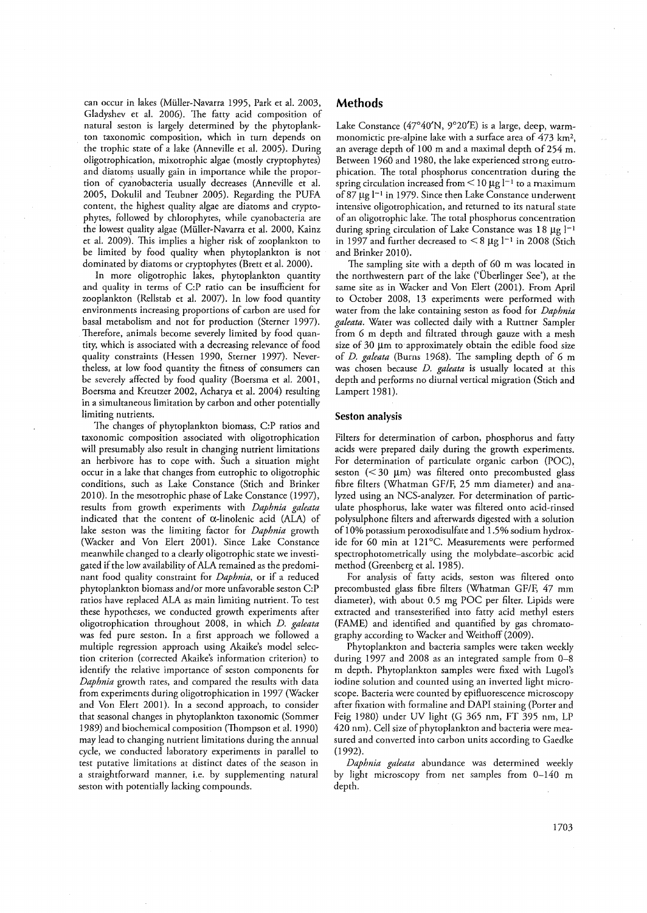can occur in lakes (Müller-Navarra 1995, Park et al. 2003, Gladyshev et al. 2006). The fatty acid composition of natural seston is largely determined by the phytoplankton taxonomic composition, which in turn depends on the trophic state of a lake (Anneville et al. 2005). During oligotrophication, mixotrophic algae (mostly cryptophytes) and diatoms usually gain in importance while the proportion of cyanobacteria usually decreases (Anneville et al. 2005, Dokulil and Teubner 2005). Regarding the PUFA content, the highest quality algae are diatoms and cryptophytes, followed by chlorophytes, while cyanobacteria are the lowest quality algae (Müller-Navarra et al. 2000, Kainz et al. 2009). This implies a higher risk of zooplankton to be limited by food quality when phytoplankton is not dominated by diatoms or cryptophytes (Brett et al. 2000).

In more oligotrophic lakes, phytoplankton quantity and quality in terms of C:P ratio can be insufficient for zooplankton (Rellstab et al. 2007). In low food quantity environments increasing proportions of carbon are used for basal metabolism and not for production (Sterner 1997). Therefore, animals become severely limited by food quantity, which is associated with a decreasing relevance of food quality constraints (Hessen 1990, Sterner 1997). Nevertheless, at low food quantity the fitness of consumers can be severely affected by food quality (Boersma et al. 2001, Boersma and Kreutzer 2002, Acharya et al. 2004) resulting in a simultaneous limitation by carbon and other potentially limiting nutrients.

The changes of phytoplankton biomass, C:P ratios and taxonomic composition associated with oligotrophication will presumably also result in changing nutrient limitations an herbivore has to cope with. Such a situation might occur in a lake that changes from eutrophic to oligotrophic conditions, such as Lake Constance (Stich and Brinker 2010). In the mesotrophic phase of Lake Constance (1997), results from growth experiments with *Daphnia galeata* indicated that the content of α-linolenic acid (ALA) of lake seston was the limiting factor for *Daphnia* growth (Wacker and Von Elert 2001). Since Lake Constance meanwhile changed to a clearly oligotrophic state we investigated if the low availability of ALA remained as the predominant food quality constraint for *Daphnia*, or if a reduced phytoplankton biomass and/or more unfavorable seston C:P ratios have replaced ALA as main limiting nutrient. To test these hypotheses, we conducted growth experiments after oligotrophication throughout 2008, in which *D. galeata* was fed pure seston. In a first approach we followed a multiple regression approach using Akaike's model selection criterion (corrected Akaike's information criterion) to identify the relative importance of seston components for *Daphnia* growth rates, and compared the results with data from experiments during oligotrophication in 1997 (Wacker and Von Elert 2001). In a second approach, to consider that seasonal changes in phytoplankton taxonomic (Sommer 1989) and biochemical composition (Thompson et al. 1990) may lead to changing nutrient limitations during the annual cycle, we conducted laboratory experiments in parallel to test putative limitations at distinct dates of the season in a straightforward manner, i.e. by supplementing natural seston with potentially lacking compounds.

## Methods

Lake Constance (47°40′N, 9°20′E) is a large, deep, warm-monomictic pre-alpine lake with a surface area of 473 $km^2$, an average depth of 100 m and a maximal depth of 254 m. Between 1960 and 1980, the lake experienced strong eutrophication. The total phosphorus concentration during the spring circulation increased from $< 10$ μg $l^{-1}$ to a maximum of 87 μg $l^{-1}$ in 1979. Since then Lake Constance underwent intensive oligotrophication, and returned to its natural state of an oligotrophic lake. The total phosphorus concentration during spring circulation of Lake Constance was 18 μg $l^{-1}$ in 1997 and further decreased to $< 8$ μg $l^{-1}$ in 2008 (Stich and Brinker 2010).

The sampling site with a depth of 60 m was located in the northwestern part of the lake ('Überlinger See'), at the same site as in Wacker and Von Elert (2001). From April to October 2008, 13 experiments were performed with water from the lake containing seston as food for *Daphnia galeata*. Water was collected daily with a Ruttner Sampler from 6 m depth and filtrated through gauze with a mesh size of 30 μm to approximately obtain the edible food size of *D. galeata* (Burns 1968). The sampling depth of 6 m was chosen because *D. galeata* is usually located at this depth and performs no diurnal vertical migration (Stich and Lampert 1981).

### Seston analysis

Filters for determination of carbon, phosphorus and fatty acids were prepared daily during the growth experiments. For determination of particulate organic carbon (POC), seston ($< 30$ μm) was filtered onto precombusted glass fibre filters (Whatman GF/F, 25 mm diameter) and analyzed using an NCS-analyzer. For determination of particulate phosphorus, lake water was filtered onto acid-rinsed polysulphone filters and afterwards digested with a solution of 10% potassium peroxodisulfate and 1.5% sodium hydroxide for 60 min at 121°C. Measurements were performed spectrophotometrically using the molybdate–ascorbic acid method (Greenberg et al. 1985).

For analysis of fatty acids, seston was filtered onto precombusted glass fibre filters (Whatman GF/F, 47 mm diameter), with about 0.5 mg POC per filter. Lipids were extracted and transesterified into fatty acid methyl esters (FAME) and identified and quantified by gas chromatography according to Wacker and Weithoff (2009).

Phytoplankton and bacteria samples were taken weekly during 1997 and 2008 as an integrated sample from 0–8 m depth. Phytoplankton samples were fixed with Lugol's iodine solution and counted using an inverted light microscope. Bacteria were counted by epifluorescence microscopy after fixation with formaline and DAPI staining (Porter and Feig 1980) under UV light (G 365 nm, FT 395 nm, LP 420 nm). Cell size of phytoplankton and bacteria were measured and converted into carbon units according to Gaedke (1992).

*Daphnia galeata* abundance was determined weekly by light microscopy from net samples from 0–140 m depth.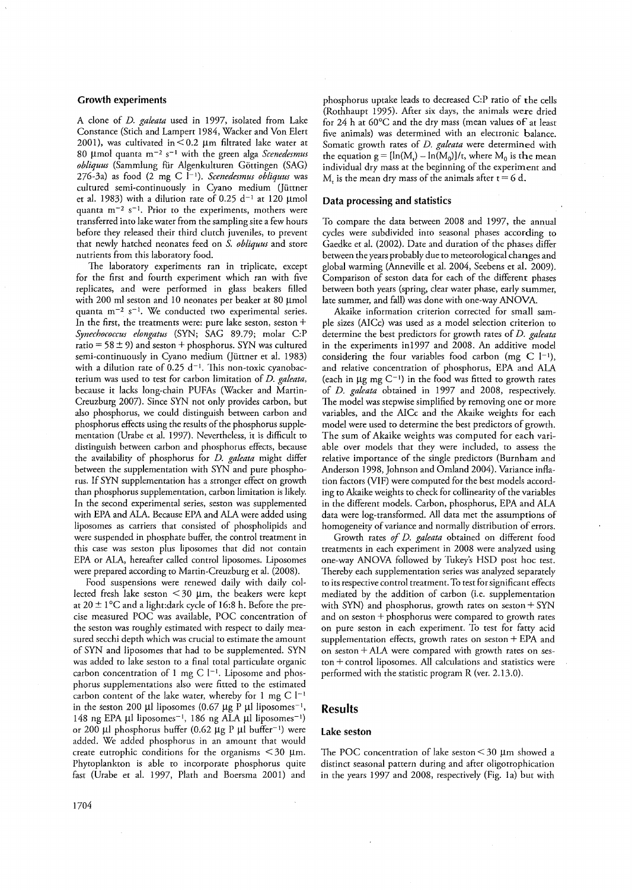### Growth experiments

A clone of *D. galeata* used in 1997, isolated from Lake Constance (Stich and Lampert 1984, Wacker and Von Elert 2001), was cultivated in $< 0.2$ µm filtrated lake water at 80 µmol quanta $m^{-2}$ $s^{-1}$ with the green alga *Scenedesmus obliquus* (Sammlung für Algenkulturen Göttingen (SAG) 276-3a) as food (2 mg C $l^{-1}$). *Scenedesmus obliquus* was cultured semi-continuously in Cyano medium (Jüttner et al. 1983) with a dilution rate of 0.25 $d^{-1}$ at 120 µmol quanta $m^{-2}$ $s^{-1}$. Prior to the experiments, mothers were transferred into lake water from the sampling site a few hours before they released their third clutch juveniles, to prevent that newly hatched neonates feed on *S. obliquus* and store nutrients from this laboratory food.

The laboratory experiments ran in triplicate, except for the first and fourth experiment which ran with five replicates, and were performed in glass beakers filled with 200 ml seston and 10 neonates per beaker at 80 µmol quanta $m^{-2}$ $s^{-1}$. We conducted two experimental series. In the first, the treatments were: pure lake seston, seston + *Synechococcus elongatus* (SYN; SAG 89.79; molar C:P ratio = $58 \pm 9$) and seston + phosphorus. SYN was cultured semi-continuously in Cyano medium (Jüttner et al. 1983) with a dilution rate of 0.25 $d^{-1}$. This non-toxic cyanobacterium was used to test for carbon limitation of *D. galeata*, because it lacks long-chain PUFAs (Wacker and Martin-Creuzburg 2007). Since SYN not only provides carbon, but also phosphorus, we could distinguish between carbon and phosphorus effects using the results of the phosphorus supplementation (Urabe et al. 1997). Nevertheless, it is difficult to distinguish between carbon and phosphorus effects, because the availability of phosphorus for *D. galeata* might differ between the supplementation with SYN and pure phosphorus. If SYN supplementation has a stronger effect on growth than phosphorus supplementation, carbon limitation is likely. In the second experimental series, seston was supplemented with EPA and ALA. Because EPA and ALA were added using liposomes as carriers that consisted of phospholipids and were suspended in phosphate buffer, the control treatment in this case was seston plus liposomes that did not contain EPA or ALA, hereafter called control liposomes. Liposomes were prepared according to Martin-Creuzburg et al. (2008).

Food suspensions were renewed daily with daily collected fresh lake seston $< 30$ µm, the beakers were kept at $20 \pm 1$°C and a light:dark cycle of 16:8 h. Before the precise measured POC was available, POC concentration of the seston was roughly estimated with respect to daily measured secchi depth which was crucial to estimate the amount of SYN and liposomes that had to be supplemented. SYN was added to lake seston to a final total particulate organic carbon concentration of 1 mg C $l^{-1}$. Liposome and phosphorus supplementations also were fitted to the estimated carbon content of the lake water, whereby for 1 mg C $l^{-1}$ in the seston 200 µl liposomes (0.67 µg P µl liposomes$^{-1}$, 148 ng EPA µl liposomes$^{-1}$, 186 ng ALA µl liposomes$^{-1}$) or 200 µl phosphorus buffer (0.62 µg P µl buffer$^{-1}$) were added. We added phosphorus in an amount that would create eutrophic conditions for the organisms $< 30$ µm. Phytoplankton is able to incorporate phosphorus quite fast (Urabe et al. 1997, Plath and Boersma 2001) and phosphorus uptake leads to decreased C:P ratio of the cells (Rothhaupt 1995). After six days, the animals were dried for 24 h at 60°C and the dry mass (mean values of at least five animals) was determined with an electronic balance. Somatic growth rates of *D. galeata* were determined with the equation $g = [\ln(M_t) - \ln(M_0)]/t$, where $M_0$ is the mean individual dry mass at the beginning of the experiment and $M_t$ is the mean dry mass of the animals after $t = 6$ d.

### Data processing and statistics

To compare the data between 2008 and 1997, the annual cycles were subdivided into seasonal phases according to Gaedke et al. (2002). Date and duration of the phases differ between the years probably due to meteorological changes and global warming (Anneville et al. 2004, Seebens et al. 2009). Comparison of seston data for each of the different phases between both years (spring, clear water phase, early summer, late summer, and fall) was done with one-way ANOVA.

Akaike information criterion corrected for small sample sizes (AICc) was used as a model selection criterion to determine the best predictors for growth rates of *D. galeata* in the experiments in1997 and 2008. An additive model considering the four variables food carbon (mg C $l^{-1}$), and relative concentration of phosphorus, EPA and ALA (each in µg mg $C^{-1}$) in the food was fitted to growth rates of *D. galeata* obtained in 1997 and 2008, respectively. The model was stepwise simplified by removing one or more variables, and the AICc and the Akaike weights for each model were used to determine the best predictors of growth. The sum of Akaike weights was computed for each variable over models that they were included, to assess the relative importance of the single predictors (Burnham and Anderson 1998, Johnson and Omland 2004). Variance inflation factors (VIF) were computed for the best models according to Akaike weights to check for collinearity of the variables in the different models. Carbon, phosphorus, EPA and ALA data were log-transformed. All data met the assumptions of homogeneity of variance and normally distribution of errors.

Growth rates *of D. galeata* obtained on different food treatments in each experiment in 2008 were analyzed using one-way ANOVA followed by Tukey's HSD post hoc test. Thereby each supplementation series was analyzed separately to its respective control treatment. To test for significant effects mediated by the addition of carbon (i.e. supplementation with SYN) and phosphorus, growth rates on seston + SYN and on seston + phosphorus were compared to growth rates on pure seston in each experiment. To test for fatty acid supplementation effects, growth rates on seston + EPA and on seston + ALA were compared with growth rates on seston + control liposomes. All calculations and statistics were performed with the statistic program R (ver. 2.13.0).

## Results

### Lake seston

The POC concentration of lake seston $< 30$ µm showed a distinct seasonal pattern during and after oligotrophication in the years 1997 and 2008, respectively (Fig. 1a) but with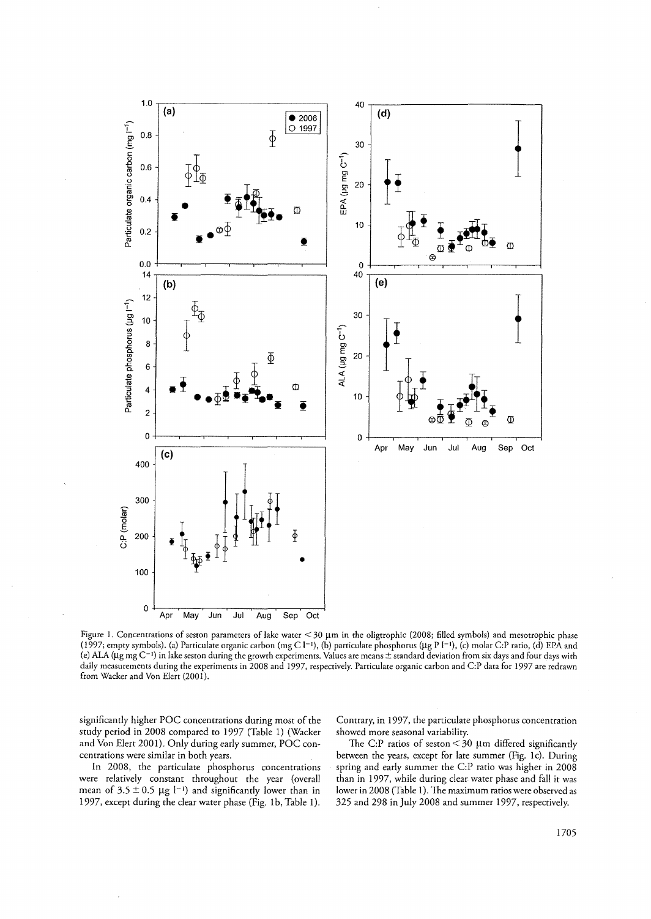Figure 1. Concentrations of seston parameters of lake water < 30 μm in the oligtrophic (2008; filled symbols) and mesotrophic phase (1997; empty symbols). (a) Particulate organic carbon (mg C l$^{-1}$), (b) particulate phosphorus (μg P l$^{-1}$), (c) molar C:P ratio, (d) EPA and (e) ALA (μg mg C$^{-1}$) in lake seston during the growth experiments. Values are means ± standard deviation from six days and four days with daily measurements during the experiments in 2008 and 1997, respectively. Particulate organic carbon and C:P data for 1997 are redrawn from Wacker and Von Elert (2001).

significantly higher POC concentrations during most of the study period in 2008 compared to 1997 (Table 1) (Wacker and Von Elert 2001). Only during early summer, POC concentrations were similar in both years.

In 2008, the particulate phosphorus concentrations were relatively constant throughout the year (overall mean of 3.5 ± 0.5 μg l$^{-1}$) and significantly lower than in 1997, except during the clear water phase (Fig. 1b, Table 1). Contrary, in 1997, the particulate phosphorus concentration showed more seasonal variability.

The C:P ratios of seston < 30 μm differed significantly between the years, except for late summer (Fig. 1c). During spring and early summer the C:P ratio was higher in 2008 than in 1997, while during clear water phase and fall it was lower in 2008 (Table 1). The maximum ratios were observed as 325 and 298 in July 2008 and summer 1997, respectively.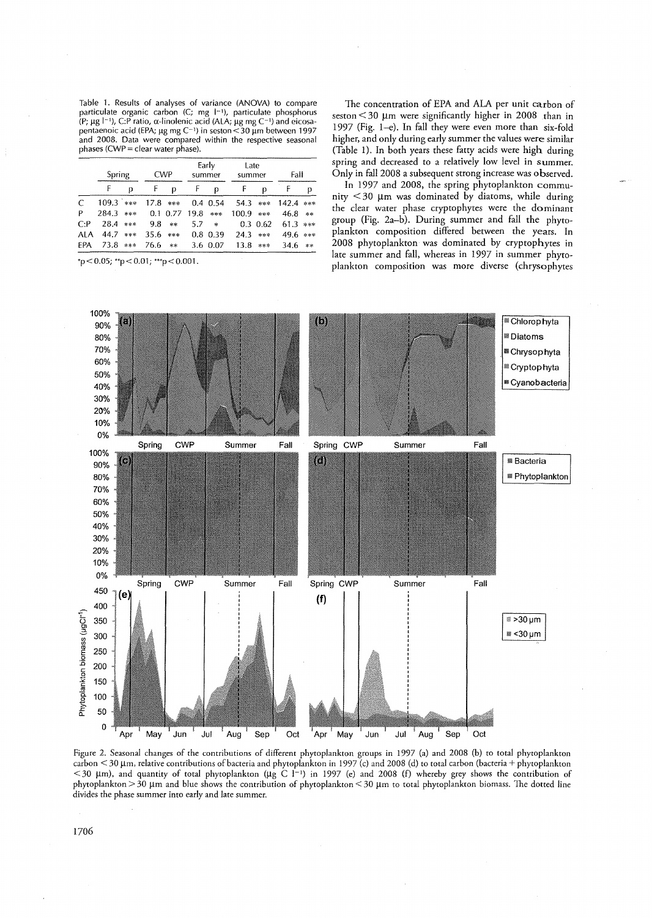Table 1. Results of analyses of variance (ANOVA) to compare particulate organic carbon (C; mg l$^{-1}$), particulate phosphorus (P; µg l$^{-1}$), C:P ratio, α-linolenic acid (ALA; µg mg C$^{-1}$) and eicosapentaenoic acid (EPA; µg mg C$^{-1}$) in seston < 30 µm between 1997 and 2008. Data were compared within the respective seasonal phases (CWP = clear water phase).

| | Spring | | CWP | | Early summer | | Late summer | | Fall | |
|---|---|---|---|---|---|---|---|---|---|---|
| | F | p | F | p | F | p | F | p | F | p |
| C | 109.3 | *** | 17.8 | *** | 0.4 | 0.54 | 54.3 | *** | 142.4 | *** |
| P | 284.3 | *** | 0.1 | 0.77 | 19.8 | *** | 100.9 | *** | 46.8 | ** |
| C:P | 28.4 | *** | 9.8 | ** | 5.7 | * | 0.3 | 0.62 | 61.3 | *** |
| ALA | 44.7 | *** | 35.6 | *** | 0.8 | 0.39 | 24.3 | *** | 49.6 | *** |
| EPA | 73.8 | *** | 76.6 | ** | 3.6 | 0.07 | 13.8 | *** | 34.6 | ** |

*p < 0.05; **p < 0.01; ***p < 0.001.

The concentration of EPA and ALA per unit carbon of seston < 30 µm were significantly higher in 2008 than in 1997 (Fig. 1–e). In fall they were even more than six-fold higher, and only during early summer the values were similar (Table 1). In both years these fatty acids were high during spring and decreased to a relatively low level in summer. Only in fall 2008 a subsequent strong increase was observed.

In 1997 and 2008, the spring phytoplankton community < 30 µm was dominated by diatoms, while during the clear water phase cryptophytes were the dominant group (Fig. 2a–b). During summer and fall the phytoplankton composition differed between the years. In 2008 phytoplankton was dominated by cryptophytes in late summer and fall, whereas in 1997 in summer phytoplankton composition was more diverse (chrysophytes

Figure 2. Seasonal changes of the contributions of different phytoplankton groups in 1997 (a) and 2008 (b) to total phytoplankton carbon < 30 µm, relative contributions of bacteria and phytoplankton in 1997 (c) and 2008 (d) to total carbon (bacteria + phytoplankton < 30 µm), and quantity of total phytoplankton (µg C l$^{-1}$) in 1997 (e) and 2008 (f) whereby grey shows the contribution of phytoplankton > 30 µm and blue shows the contribution of phytoplankton < 30 µm to total phytoplankton biomass. The dotted line divides the phase summer into early and late summer.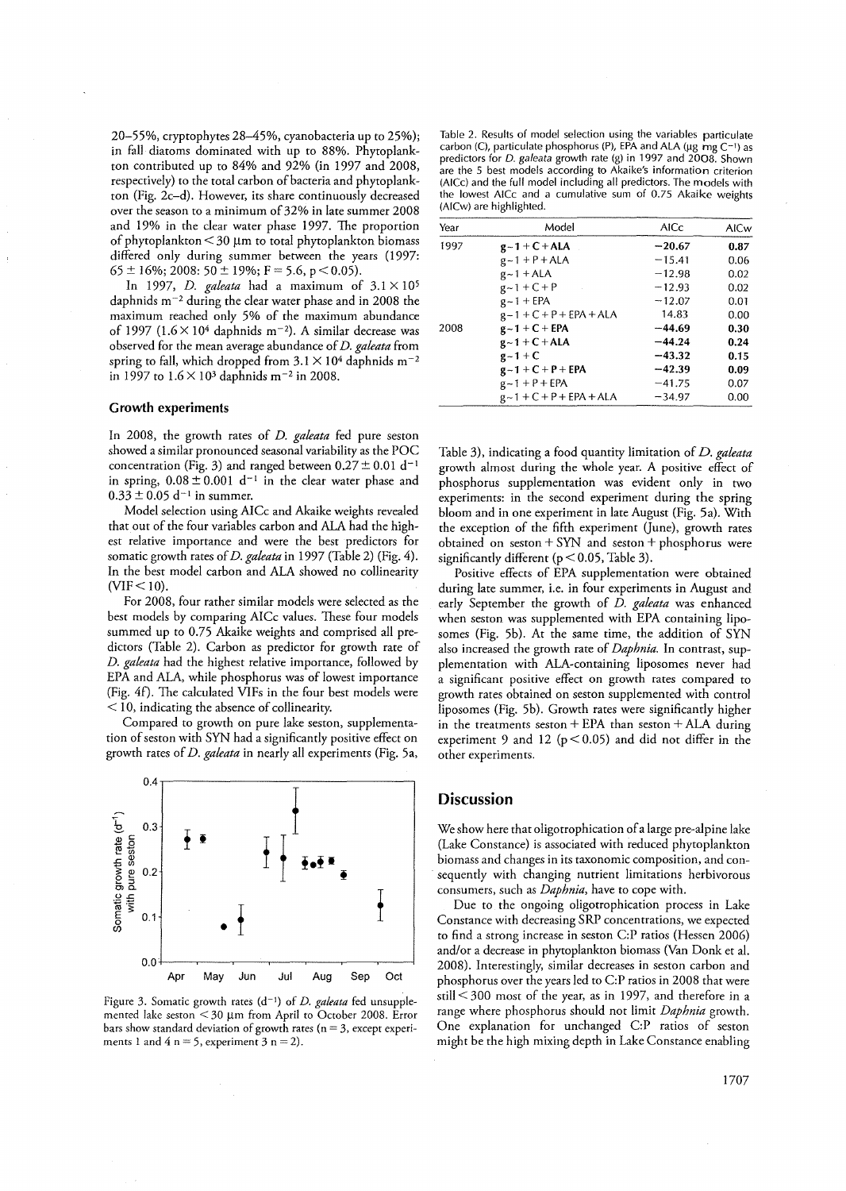20–55%, cryptophytes 28–45%, cyanobacteria up to 25%); in fall diatoms dominated with up to 88%. Phytoplankton contributed up to 84% and 92% (in 1997 and 2008, respectively) to the total carbon of bacteria and phytoplankton (Fig. 2c–d). However, its share continuously decreased over the season to a minimum of 32% in late summer 2008 and 19% in the clear water phase 1997. The proportion of phytoplankton < 30 μm to total phytoplankton biomass differed only during summer between the years (1997: 65 ± 16%; 2008: 50 ± 19%; $F = 5.6$, $p < 0.05$).

In 1997, *D. galeata* had a maximum of $3.1 \times 10^5$ daphnids $m^{-2}$ during the clear water phase and in 2008 the maximum reached only 5% of the maximum abundance of 1997 ($1.6 \times 10^4$ daphnids $m^{-2}$). A similar decrease was observed for the mean average abundance of *D. galeata* from spring to fall, which dropped from $3.1 \times 10^4$ daphnids $m^{-2}$ in 1997 to $1.6 \times 10^3$ daphnids $m^{-2}$ in 2008.

### Growth experiments

In 2008, the growth rates of *D. galeata* fed pure seston showed a similar pronounced seasonal variability as the POC concentration (Fig. 3) and ranged between 0.27 ± 0.01 $d^{-1}$ in spring, 0.08 ± 0.001 $d^{-1}$ in the clear water phase and 0.33 ± 0.05 $d^{-1}$ in summer.

Model selection using AICc and Akaike weights revealed that out of the four variables carbon and ALA had the highest relative importance and were the best predictors for somatic growth rates of *D. galeata* in 1997 (Table 2) (Fig. 4). In the best model carbon and ALA showed no collinearity (VIF < 10).

For 2008, four rather similar models were selected as the best models by comparing AICc values. These four models summed up to 0.75 Akaike weights and comprised all predictors (Table 2). Carbon as predictor for growth rate of *D. galeata* had the highest relative importance, followed by EPA and ALA, while phosphorus was of lowest importance (Fig. 4f). The calculated VIFs in the four best models were < 10, indicating the absence of collinearity.

Compared to growth on pure lake seston, supplementation of seston with SYN had a significantly positive effect on growth rates of *D. galeata* in nearly all experiments (Fig. 5a, Table 3), indicating a food quantity limitation of *D. galeata* growth almost during the whole year. A positive effect of phosphorus supplementation was evident only in two experiments: in the second experiment during the spring bloom and in one experiment in late August (Fig. 5a). With the exception of the fifth experiment (June), growth rates obtained on seston + SYN and seston + phosphorus were significantly different ($p < 0.05$, Table 3).

Positive effects of EPA supplementation were obtained during late summer, i.e. in four experiments in August and early September the growth of *D. galeata* was enhanced when seston was supplemented with EPA containing liposomes (Fig. 5b). At the same time, the addition of SYN also increased the growth rate of *Daphnia*. In contrast, supplementation with ALA-containing liposomes never had a significant positive effect on growth rates compared to growth rates obtained on seston supplemented with control liposomes (Fig. 5b). Growth rates were significantly higher in the treatments seston + EPA than seston + ALA during experiment 9 and 12 ($p < 0.05$) and did not differ in the other experiments.

Figure 3. Somatic growth rates ($d^{-1}$) of *D. galeata* fed unsupplemented lake seston < 30 μm from April to October 2008. Error bars show standard deviation of growth rates (n = 3, except experiments 1 and 4 n = 5, experiment 3 n = 2).

Table 2. Results of model selection using the variables particulate carbon (C), particulate phosphorus (P), EPA and ALA (μg mg $C^{-1}$) as predictors for *D. galeata* growth rate (g) in 1997 and 2008. Shown are the 5 best models according to Akaike's information criterion (AICc) and the full model including all predictors. The models with the lowest AICc and a cumulative sum of 0.75 Akaike weights (AICw) are highlighted.

| Year | Model | AICc | AICw |
|---|---|---|---|
| 1997 | **g~1 + C + ALA** | **−20.67** | **0.87** |
| | g~1 + P + ALA | −15.41 | 0.06 |
| | g~1 + ALA | −12.98 | 0.02 |
| | g~1 + C + P | −12.93 | 0.02 |
| | g~1 + EPA | −12.07 | 0.01 |
| | g~1 + C + P + EPA + ALA | 14.83 | 0.00 |
| 2008 | **g~1 + C + EPA** | **−44.69** | **0.30** |
| | **g~1 + C + ALA** | **−44.24** | **0.24** |
| | **g~1 + C** | **−43.32** | **0.15** |
| | **g~1 + C + P + EPA** | **−42.39** | **0.09** |
| | g~1 + P + EPA | −41.75 | 0.07 |
| | g~1 + C + P + EPA + ALA | −34.97 | 0.00 |

## Discussion

We show here that oligotrophication of a large pre-alpine lake (Lake Constance) is associated with reduced phytoplankton biomass and changes in its taxonomic composition, and consequently with changing nutrient limitations herbivorous consumers, such as *Daphnia*, have to cope with.

Due to the ongoing oligotrophication process in Lake Constance with decreasing SRP concentrations, we expected to find a strong increase in seston C:P ratios (Hessen 2006) and/or a decrease in phytoplankton biomass (Van Donk et al. 2008). Interestingly, similar decreases in seston carbon and phosphorus over the years led to C:P ratios in 2008 that were still < 300 most of the year, as in 1997, and therefore in a range where phosphorus should not limit *Daphnia* growth. One explanation for unchanged C:P ratios of seston might be the high mixing depth in Lake Constance enabling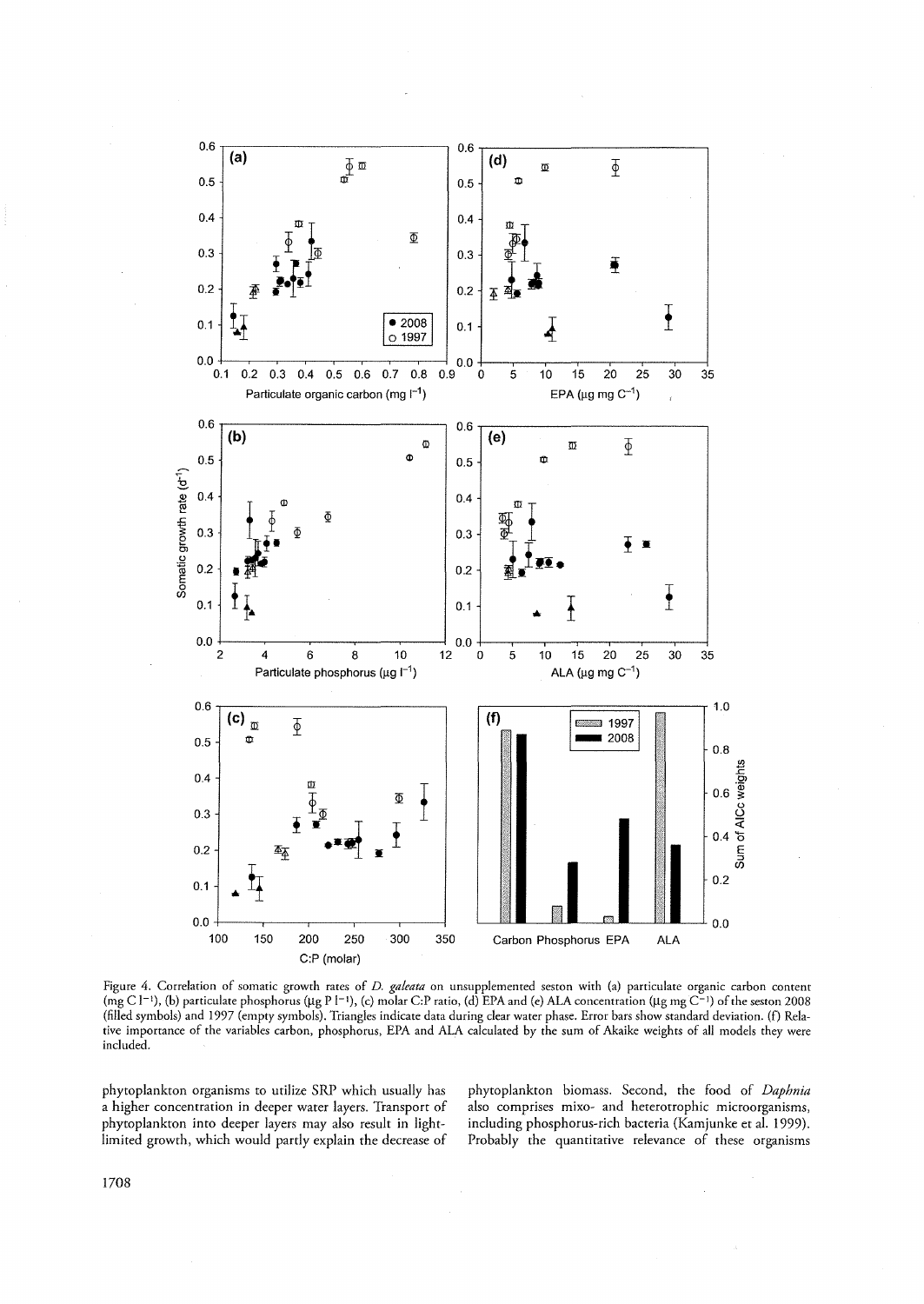Figure 4. Correlation of somatic growth rates of *D. galeata* on unsupplemented seston with (a) particulate organic carbon content (mg C $l^{-1}$), (b) particulate phosphorus (μg P $l^{-1}$), (c) molar C:P ratio, (d) EPA and (e) ALA concentration (μg mg $C^{-1}$) of the seston 2008 (filled symbols) and 1997 (empty symbols). Triangles indicate data during clear water phase. Error bars show standard deviation. (f) Relative importance of the variables carbon, phosphorus, EPA and ALA calculated by the sum of Akaike weights of all models they were included.

phytoplankton organisms to utilize SRP which usually has a higher concentration in deeper water layers. Transport of phytoplankton into deeper layers may also result in light-limited growth, which would partly explain the decrease of phytoplankton biomass. Second, the food of *Daphnia* also comprises mixo- and heterotrophic microorganisms, including phosphorus-rich bacteria (Kamjunke et al. 1999). Probably the quantitative relevance of these organisms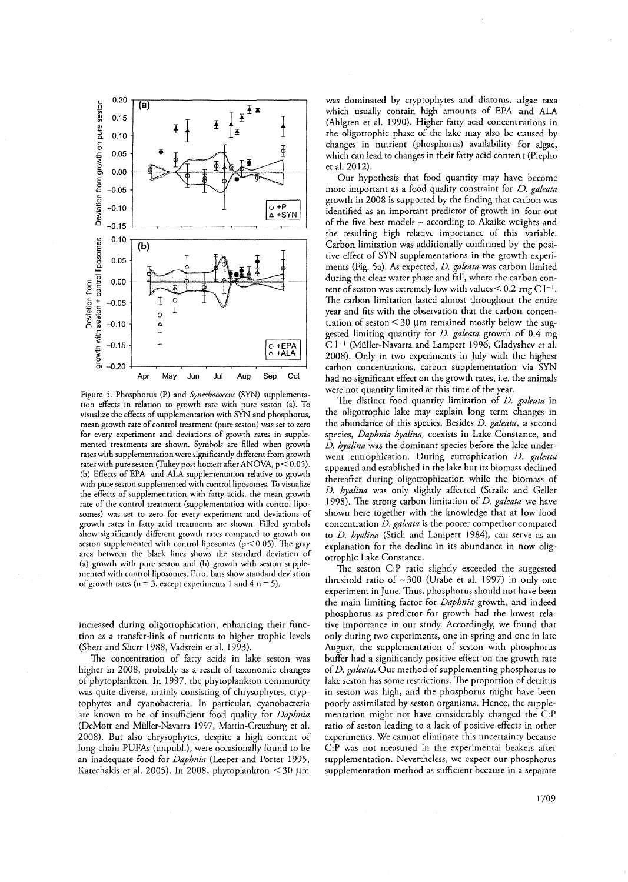(a)

0.20
0.15
0.10
0.05
0.00
−0.05
−0.10
−0.15

Deviation from growth on pure seston

○ +P
△ +SYN

(b)

0.10
0.05
0.00
−0.05
−0.10
−0.15
−0.20

Deviation from growth with seston + control liposomes

○ +EPA
△ +ALA

Apr May Jun Jul Aug Sep Oct

Figure 5. Phosphorus (P) and *Synechococcus* (SYN) supplementation effects in relation to growth rate with pure seston (a). To visualize the effects of supplementation with SYN and phosphorus, mean growth rate of control treatment (pure seston) was set to zero for every experiment and deviations of growth rates in supplemented treatments are shown. Symbols are filled when growth rates with supplementation were significantly different from growth rates with pure seston (Tukey post hoctest after ANOVA, $p < 0.05$). (b) Effects of EPA- and ALA-supplementation relative to growth with pure seston supplemented with control liposomes. To visualize the effects of supplementation with fatty acids, the mean growth rate of the control treatment (supplementation with control liposomes) was set to zero for every experiment and deviations of growth rates in fatty acid treatments are shown. Filled symbols show significantly different growth rates compared to growth on seston supplemented with control liposomes ($p < 0.05$). The gray area between the black lines shows the standard deviation of (a) growth with pure seston and (b) growth with seston supplemented with control liposomes. Error bars show standard deviation of growth rates ($n = 3$, except experiments 1 and 4 $n = 5$).

increased during oligotrophication, enhancing their function as a transfer-link of nutrients to higher trophic levels (Sherr and Sherr 1988, Vadstein et al. 1993).

The concentration of fatty acids in lake seston was higher in 2008, probably as a result of taxonomic changes of phytoplankton. In 1997, the phytoplankton community was quite diverse, mainly consisting of chrysophytes, cryptophytes and cyanobacteria. In particular, cyanobacteria are known to be of insufficient food quality for *Daphnia* (DeMott and Müller-Navarra 1997, Martin-Creuzburg et al. 2008). But also chrysophytes, despite a high content of long-chain PUFAs (unpubl.), were occasionally found to be an inadequate food for *Daphnia* (Leeper and Porter 1995, Katechakis et al. 2005). In 2008, phytoplankton < 30 µm was dominated by cryptophytes and diatoms, algae taxa which usually contain high amounts of EPA and ALA (Ahlgren et al. 1990). Higher fatty acid concentrations in the oligotrophic phase of the lake may also be caused by changes in nutrient (phosphorus) availability for algae, which can lead to changes in their fatty acid content (Piepho et al. 2012).

Our hypothesis that food quantity may have become more important as a food quality constraint for *D. galeata* growth in 2008 is supported by the finding that carbon was identified as an important predictor of growth in four out of the five best models – according to Akaike weights and the resulting high relative importance of this variable. Carbon limitation was additionally confirmed by the positive effect of SYN supplementations in the growth experiments (Fig. 5a). As expected, *D. galeata* was carbon limited during the clear water phase and fall, where the carbon content of seston was extremely low with values < 0.2 mg C $l^{-1}$. The carbon limitation lasted almost throughout the entire year and fits with the observation that the carbon concentration of seston < 30 µm remained mostly below the suggested limiting quantity for *D. galeata* growth of 0.4 mg C $l^{-1}$ (Müller-Navarra and Lampert 1996, Gladyshev et al. 2008). Only in two experiments in July with the highest carbon concentrations, carbon supplementation via SYN had no significant effect on the growth rates, i.e. the animals were not quantity limited at this time of the year.

The distinct food quantity limitation of *D. galeata* in the oligotrophic lake may explain long term changes in the abundance of this species. Besides *D. galeata*, a second species, *Daphnia hyalina*, coexists in Lake Constance, and *D. hyalina* was the dominant species before the lake underwent eutrophication. During eutrophication *D. galeata* appeared and established in the lake but its biomass declined thereafter during oligotrophication while the biomass of *D. hyalina* was only slightly affected (Straile and Geller 1998). The strong carbon limitation of *D. galeata* we have shown here together with the knowledge that at low food concentration *D. galeata* is the poorer competitor compared to *D. hyalina* (Stich and Lampert 1984), can serve as an explanation for the decline in its abundance in now oligotrophic Lake Constance.

The seston C:P ratio slightly exceeded the suggested threshold ratio of ~300 (Urabe et al. 1997) in only one experiment in June. Thus, phosphorus should not have been the main limiting factor for *Daphnia* growth, and indeed phosphorus as predictor for growth had the lowest relative importance in our study. Accordingly, we found that only during two experiments, one in spring and one in late August, the supplementation of seston with phosphorus buffer had a significantly positive effect on the growth rate of *D. galeata*. Our method of supplementing phosphorus to lake seston has some restrictions. The proportion of detritus in seston was high, and the phosphorus might have been poorly assimilated by seston organisms. Hence, the supplementation might not have considerably changed the C:P ratio of seston leading to a lack of positive effects in other experiments. We cannot eliminate this uncertainty because C:P was not measured in the experimental beakers after supplementation. Nevertheless, we expect our phosphorus supplementation method as sufficient because in a separate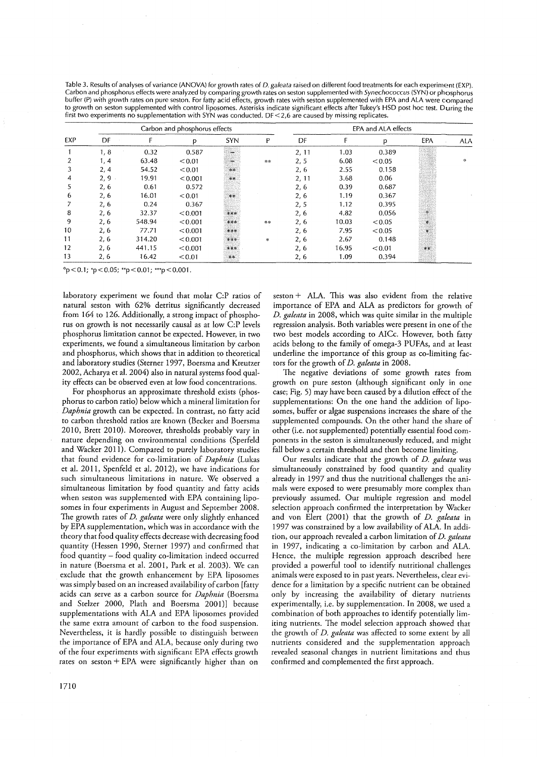Table 3. Results of analyses of variance (ANOVA) for growth rates of *D. galeata* raised on different food treatments for each experiment (EXP). Carbon and phosphorus effects were analyzed by comparing growth rates on seston supplemented with *Synechococcus* (SYN) or phosphorus buffer (P) with growth rates on pure seston. For fatty acid effects, growth rates with seston supplemented with EPA and ALA were compared to growth on seston supplemented with control liposomes. Asterisks indicate significant effects after Tukey's HSD post hoc test. During the first two experiments no supplementation with SYN was conducted. DF < 2,6 are caused by missing replicates.

| EXP | Carbon and phosphorus effects | | | | | EPA and ALA effects | | | | |
|---|---|---|---|---|---|---|---|---|---|---|
| | DF | F | p | SYN | P | DF | F | p | EPA | ALA |
| 1 | 1, 8 | 0.32 | 0.587 | – | | 2, 11 | 1.03 | 0.389 | | |
| 2 | 1, 4 | 63.48 | < 0.01 | – | ** | 2, 5 | 6.08 | < 0.05 | | ° |
| 3 | 2, 4 | 54.52 | < 0.01 | ** | | 2, 6 | 2.55 | 0.158 | | |
| 4 | 2, 9 | 19.91 | < 0.001 | ** | | 2, 11 | 3.68 | 0.06 | | |
| 5 | 2, 6 | 0.61 | 0.572 | | | 2, 6 | 0.39 | 0.687 | | |
| 6 | 2, 6 | 16.01 | < 0.01 | ** | | 2, 6 | 1.19 | 0.367 | | |
| 7 | 2, 6 | 0.24 | 0.367 | | | 2, 5 | 1.12 | 0.395 | | |
| 8 | 2, 6 | 32.37 | < 0.001 | *** | | 2, 6 | 4.82 | 0.056 | ° | |
| 9 | 2, 6 | 548.94 | < 0.001 | *** | ** | 2, 6 | 10.03 | < 0.05 | * | |
| 10 | 2, 6 | 77.71 | < 0.001 | *** | | 2, 6 | 7.95 | < 0.05 | * | |
| 11 | 2, 6 | 314.20 | < 0.001 | *** | * | 2, 6 | 2.67 | 0.148 | | |
| 12 | 2, 6 | 441.15 | < 0.001 | *** | | 2, 6 | 16.95 | < 0.01 | ** | |
| 13 | 2, 6 | 16.42 | < 0.01 | ** | | 2, 6 | 1.09 | 0.394 | | |

°$p < 0.1$; *$p < 0.05$; **$p < 0.01$; ***$p < 0.001$.

laboratory experiment we found that molar C:P ratios of natural seston with 62% detritus significantly decreased from 164 to 126. Additionally, a strong impact of phosphorus on growth is not necessarily causal as at low C:P levels phosphorus limitation cannot be expected. However, in two experiments, we found a simultaneous limitation by carbon and phosphorus, which shows that in addition to theoretical and laboratory studies (Sterner 1997, Boersma and Kreutzer 2002, Acharya et al. 2004) also in natural systems food quality effects can be observed even at low food concentrations.

For phosphorus an approximate threshold exists (phosphorus to carbon ratio) below which a mineral limitation for *Daphnia* growth can be expected. In contrast, no fatty acid to carbon threshold ratios are known (Becker and Boersma 2010, Brett 2010). Moreover, thresholds probably vary in nature depending on environmental conditions (Sperfeld and Wacker 2011). Compared to purely laboratory studies that found evidence for co-limitation of *Daphnia* (Lukas et al. 2011, Spenfeld et al. 2012), we have indications for such simultaneous limitations in nature. We observed a simultaneous limitation by food quantity and fatty acids when seston was supplemented with EPA containing liposomes in four experiments in August and September 2008. The growth rates of *D. galeata* were only slightly enhanced by EPA supplementation, which was in accordance with the theory that food quality effects decrease with decreasing food quantity (Hessen 1990, Sterner 1997) and confirmed that food quantity – food quality co-limitation indeed occurred in nature (Boersma et al. 2001, Park et al. 2003). We can exclude that the growth enhancement by EPA liposomes was simply based on an increased availability of carbon [fatty acids can serve as a carbon source for *Daphnia* (Boersma and Stelzer 2000, Plath and Boersma 2001)] because supplementations with ALA and EPA liposomes provided the same extra amount of carbon to the food suspension. Nevertheless, it is hardly possible to distinguish between the importance of EPA and ALA, because only during two of the four experiments with significant EPA effects growth rates on seston + EPA were significantly higher than on seston + ALA. This was also evident from the relative importance of EPA and ALA as predictors for growth of *D. galeata* in 2008, which was quite similar in the multiple regression analysis. Both variables were present in one of the two best models according to AICc. However, both fatty acids belong to the family of omega-3 PUFAs, and at least underline the importance of this group as co-limiting factors for the growth of *D. galeata* in 2008.

The negative deviations of some growth rates from growth on pure seston (although significant only in one case; Fig. 5) may have been caused by a dilution effect of the supplementations: On the one hand the addition of liposomes, buffer or algae suspensions increases the share of the supplemented compounds. On the other hand the share of other (i.e. not supplemented) potentially essential food components in the seston is simultaneously reduced, and might fall below a certain threshold and then become limiting.

Our results indicate that the growth of *D. galeata* was simultaneously constrained by food quantity and quality already in 1997 and thus the nutritional challenges the animals were exposed to were presumably more complex than previously assumed. Our multiple regression and model selection approach confirmed the interpretation by Wacker and von Elert (2001) that the growth of *D. galeata* in 1997 was constrained by a low availability of ALA. In addition, our approach revealed a carbon limitation of *D. galeata* in 1997, indicating a co-limitation by carbon and ALA. Hence, the multiple regression approach described here provided a powerful tool to identify nutritional challenges animals were exposed to in past years. Nevertheless, clear evidence for a limitation by a specific nutrient can be obtained only by increasing the availability of dietary nutrients experimentally, i.e. by supplementation. In 2008, we used a combination of both approaches to identify potentially limiting nutrients. The model selection approach showed that the growth of *D. galeata* was affected to some extent by all nutrients considered and the supplementation approach revealed seasonal changes in nutrient limitations and thus confirmed and complemented the first approach.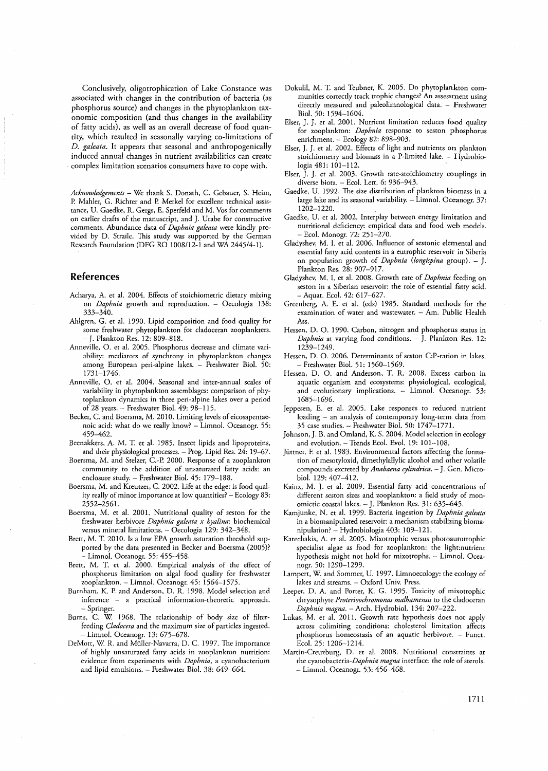Conclusively, oligotrophication of Lake Constance was associated with changes in the contribution of bacteria (as phosphorus source) and changes in the phytoplankton taxonomic composition (and thus changes in the availability of fatty acids), as well as an overall decrease of food quantity, which resulted in seasonally varying co-limitations of *D. galeata*. It appears that seasonal and anthropogenically induced annual changes in nutrient availabilities can create complex limitation scenarios consumers have to cope with.

*Acknowledgements* – We thank S. Donath, C. Gebauer, S. Heim, P. Mahler, G. Richter and P. Merkel for excellent technical assistance, U. Gaedke, R. Gergs, E. Sperfeld and M. Vos for comments on earlier drafts of the manuscript, and J. Urabe for constructive comments. Abundance data of *Daphnia galeata* were kindly provided by D. Straile. This study was supported by the German Research Foundation (DFG RO 1008/12-1 and WA 2445/4-1).

## References

Acharya, A. et al. 2004. Effects of stoichiometric dietary mixing on *Daphnia* growth and reproduction. – Oecologia 138: 333–340.

Ahlgren, G. et al. 1990. Lipid composition and food quality for some freshwater phytoplankton for cladoceran zooplankters. – J. Plankton Res. 12: 809–818.

Anneville, O. et al. 2005. Phosphorus decrease and climate variability: mediators of synchrony in phytoplankton changes among European peri-alpine lakes. – Freshwater Biol. 50: 1731–1746.

Anneville, O. et al. 2004. Seasonal and inter-annual scales of variability in phytoplankton assemblages: comparison of phytoplankton dynamics in three peri-alpine lakes over a period of 28 years. – Freshwater Biol. 49: 98–115.

Becker, C. and Boersma, M. 2010. Limiting levels of eicosapentaenoic acid: what do we really know? – Limnol. Oceanogr. 55: 459–462.

Beenakkers, A. M. T. et al. 1985. Insect lipids and lipoproteins, and their physiological processes. – Prog. Lipid Res. 24: 19–67.

Boersma, M. and Stelzer, C.-P. 2000. Response of a zooplankton community to the addition of unsaturated fatty acids: an enclosure study. – Freshwater Biol. 45: 179–188.

Boersma, M. and Kreutzer, C. 2002. Life at the edge: is food quality really of minor importance at low quantities? – Ecology 83: 2552–2561.

Boersma, M. et al. 2001. Nutritional quality of seston for the freshwater herbivore *Daphnia galeata x hyalina*: biochemical versus mineral limitations. – Oecologia 129: 342–348.

Brett, M. T. 2010. Is a low EPA growth saturation threshold supported by the data presented in Becker and Boersma (2005)? – Limnol. Oceanogr. 55: 455–458.

Brett, M. T. et al. 2000. Empirical analysis of the effect of phosphorus limitation on algal food quality for freshwater zooplankton. – Limnol. Oceanogr. 45: 1564–1575.

Burnham, K. P. and Anderson, D. R. 1998. Model selection and inference – a practical information-theoretic approach. – Springer.

Burns, C. W. 1968. The relationship of body size of filter-feeding *Cladocera* and the maximum size of particles ingested. – Limnol. Oceanogr. 13: 675–678.

DeMott, W. R. and Müller-Navarra, D. C. 1997. The importance of highly unsaturated fatty acids in zooplankton nutrition: evidence from experiments with *Daphnia*, a cyanobacterium and lipid emulsions. – Freshwater Biol. 38: 649–664.

Dokulil, M. T. and Teubner, K. 2005. Do phytoplankton communities correctly track trophic changes? An assessment using directly measured and paleolimnological data. – Freshwater Biol. 50: 1594–1604.

Elser, J. J. et al. 2001. Nutrient limitation reduces food quality for zooplankton: *Daphnia* response to seston phosphorus enrichment. – Ecology 82: 898–903.

Elser, J. J. et al. 2002. Effects of light and nutrients on plankton stoichiometry and biomass in a P-limited lake. – Hydrobiologia 481: 101–112.

Elser, J. J. et al. 2003. Growth rate-stoichiometry couplings in diverse biota. – Ecol. Lett. 6: 936–943.

Gaedke, U. 1992. The size distribution of plankton biomass in a large lake and its seasonal variability. – Limnol. Oceanogr. 37: 1202–1220.

Gaedke, U. et al. 2002. Interplay between energy limitation and nutritional deficiency: empirical data and food web models. – Ecol. Monogr. 72: 251–270.

Gladyshev, M. I. et al. 2006. Influence of sestonic elemental and essential fatty acid contents in a eutrophic reservoir in Siberia on population growth of *Daphnia* (*longispina* group). – J. Plankton Res. 28: 907–917.

Gladyshev, M. I. et al. 2008. Growth rate of *Daphnia* feeding on seston in a Siberian reservoir: the role of essential fatty acid. – Aquat. Ecol. 42: 617–627.

Greenberg, A. E. et al. (eds) 1985. Standard methods for the examination of water and wastewater. – Am. Public Health Ass.

Hessen, D. O. 1990. Carbon, nitrogen and phosphorus status in *Daphnia* at varying food conditions. – J. Plankton Res. 12: 1239–1249.

Hessen, D. O. 2006. Determinants of seston C:P-ration in lakes. – Freshwater Biol. 51: 1560–1569.

Hessen, D. O. and Anderson, T. R. 2008. Excess carbon in aquatic organism and ecosystems: physiological, ecological, and evolutionary implications. – Limnol. Oceanogr. 53: 1685–1696.

Jeppesen, E. et al. 2005. Lake responses to reduced nutrient loading – an analysis of contemporary long-term data from 35 case studies. – Freshwater Biol. 50: 1747–1771.

Johnson, J. B. and Omland, K. S. 2004. Model selection in ecology and evolution. – Trends Ecol. Evol. 19: 101–108.

Jüttner, F. et al. 1983. Environmental factors affecting the formation of mesotyloxid, dimethylallylic alcohol and other volatile compounds excreted by *Anabaena cylindrica*. – J. Gen. Microbiol. 129: 407–412.

Kainz, M. J. et al. 2009. Essential fatty acid concentrations of different seston sizes and zooplankton: a field study of monomictic coastal lakes. – J. Plankton Res. 31: 635–645.

Kamjunke, N. et al. 1999. Bacteria ingestion by *Daphnia galeata* in a biomanipulated reservoir: a mechanism stabilizing biomanipulation? – Hydrobiologia 403: 109–121.

Katechakis, A. et al. 2005. Mixotrophic versus photoautotrophic specialist algae as food for zooplankton: the light:nutrient hypothesis might not hold for mixotrophs. – Limnol. Oceanogr. 50: 1290–1299.

Lampert, W. and Sommer, U. 1997. Limnoecology: the ecology of lakes and streams. – Oxford Univ. Press.

Leeper, D. A. and Porter, K. G. 1995. Toxicity of mixotrophic chrysophyte *Proterioochromonas malhamensis* to the cladoceran *Daphnia magna*. – Arch. Hydrobiol. 134: 207–222.

Lukas, M. et al. 2011. Growth rate hypothesis does not apply across colimiting conditions: cholesterol limitation affects phosphorus homeostasis of an aquatic herbivore. – Funct. Ecol. 25: 1206–1214.

Martin-Creuzburg, D. et al. 2008. Nutritional constraints at the cyanobacteria-*Daphnia magna* interface: the role of sterols. – Limnol. Oceanogr. 53: 456–468.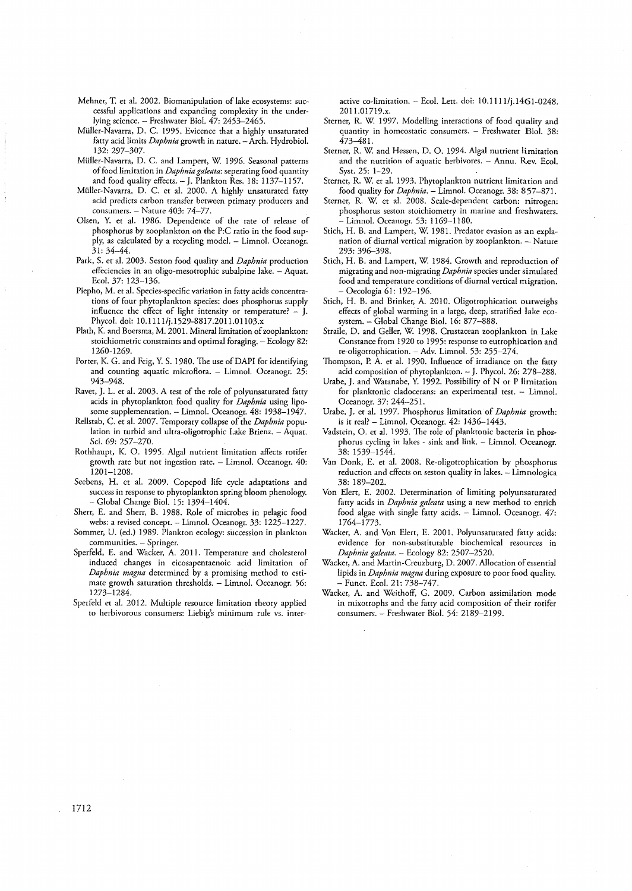Mehner, T. et al. 2002. Biomanipulation of lake ecosystems: successful applications and expanding complexity in the underlying science. – Freshwater Biol. 47: 2453–2465.

Müller-Navarra, D. C. 1995. Evicence that a highly unsaturated fatty acid limits *Daphnia* growth in nature. – Arch. Hydrobiol. 132: 297–307.

Müller-Navarra, D. C. and Lampert, W. 1996. Seasonal patterns of food limitation in *Daphnia galeata*: seperating food quantity and food quality effects. – J. Plankton Res. 18: 1137–1157.

Müller-Navarra, D. C. et al. 2000. A highly unsaturated fatty acid predicts carbon transfer between primary producers and consumers. – Nature 403: 74–77.

Olsen, Y. et al. 1986. Dependence of the rate of release of phosphorus by zooplankton on the P:C ratio in the food supply, as calculated by a recycling model. – Limnol. Oceanogr. 31: 34–44.

Park, S. et al. 2003. Seston food quality and *Daphnia* production effeciencies in an oligo-mesotrophic subalpine lake. – Aquat. Ecol. 37: 123–136.

Piepho, M. et al. Species-specific variation in fatty acids concentrations of four phytoplankton species: does phosphorus supply influence the effect of light intensity or temperature? – J. Phycol. doi: 10.1111/j.1529-8817.2011.01103.x

Plath, K. and Boersma, M. 2001. Mineral limitation of zooplankton: stoichiometric constraints and optimal foraging. – Ecology 82: 1260-1269.

Porter, K. G. and Feig, Y. S. 1980. The use of DAPI for identifying and counting aquatic microflora. – Limnol. Oceanogr. 25: 943–948.

Ravet, J. L. et al. 2003. A test of the role of polyunsaturated fatty acids in phytoplankton food quality for *Daphnia* using liposome supplementation. – Limnol. Oceanogr. 48: 1938–1947.

Rellstab, C. et al. 2007. Temporary collapse of the *Daphnia* population in turbid and ultra-oligotrophic Lake Brienz. – Aquat. Sci. 69: 257–270.

Rothhaupt, K. O. 1995. Algal nutrient limitation affects rotifer growth rate but not ingestion rate. – Limnol. Oceanogr. 40: 1201–1208.

Seebens, H. et al. 2009. Copepod life cycle adaptations and success in response to phytoplankton spring bloom phenology. – Global Change Biol. 15: 1394–1404.

Sherr, E. and Sherr, B. 1988. Role of microbes in pelagic food webs: a revised concept. – Limnol. Oceanogr. 33: 1225–1227.

Sommer, U. (ed.) 1989. Plankton ecology: succession in plankton communities. – Springer.

Sperfeld, E. and Wacker, A. 2011. Temperature and cholesterol induced changes in eicosapentaenoic acid limitation of *Daphnia magna* determined by a promising method to estimate growth saturation thresholds. – Limnol. Oceanogr. 56: 1273–1284.

Sperfeld et al. 2012. Multiple resource limitation theory applied to herbivorous consumers: Liebig's minimum rule vs. interactive co-limitation. – Ecol. Lett. doi: 10.1111/j.1461-0248.2011.01719.x.

Sterner, R. W. 1997. Modelling interactions of food quality and quantity in homeostatic consumers. – Freshwater Biol. 38: 473–481.

Sterner, R. W. and Hessen, D. O. 1994. Algal nutrient limitation and the nutrition of aquatic herbivores. – Annu. Rev. Ecol. Syst. 25: 1–29.

Sterner, R. W. et al. 1993. Phytoplankton nutrient limitation and food quality for *Daphnia*. – Limnol. Oceanogr. 38: 857–871.

Sterner, R. W. et al. 2008. Scale-dependent carbon: nitrogen: phosphorus seston stoichiometry in marine and freshwaters. – Limnol. Oceanogr. 53: 1169–1180.

Stich, H. B. and Lampert, W. 1981. Predator evasion as an explanation of diurnal vertical migration by zooplankton. – Nature 293: 396–398.

Stich, H. B. and Lampert, W. 1984. Growth and reproduction of migrating and non-migrating *Daphnia* species under simulated food and temperature conditions of diurnal vertical migration. – Oecologia 61: 192–196.

Stich, H. B. and Brinker, A. 2010. Oligotrophication outweighs effects of global warming in a large, deep, stratified lake ecosystem. – Global Change Biol. 16: 877–888.

Straile, D. and Geller, W. 1998. Crustacean zooplankton in Lake Constance from 1920 to 1995: response to eutrophication and re-oligotrophication. – Adv. Limnol. 53: 255–274.

Thompson, P. A. et al. 1990. Influence of irradiance on the fatty acid composition of phytoplankton. – J. Phycol. 26: 278–288.

Urabe, J. and Watanabe, Y. 1992. Possibility of N or P limitation for planktonic cladocerans: an experimental test. – Limnol. Oceanogr. 37: 244–251.

Urabe, J. et al. 1997. Phosphorus limitation of *Daphnia* growth: is it real? – Limnol. Oceanogr. 42: 1436–1443.

Vadstein, O. et al. 1993. The role of planktonic bacteria in phosphorus cycling in lakes - sink and link. – Limnol. Oceanogr. 38: 1539–1544.

Van Donk, E. et al. 2008. Re-oligotrophication by phosphorus reduction and effects on seston quality in lakes. – Limnologica 38: 189–202.

Von Elert, E. 2002. Determination of limiting polyunsaturated fatty acids in *Daphnia galeata* using a new method to enrich food algae with single fatty acids. – Limnol. Oceanogr. 47: 1764–1773.

Wacker, A. and Von Elert, E. 2001. Polyunsaturated fatty acids: evidence for non-substitutable biochemical resources in *Daphnia galeata*. – Ecology 82: 2507–2520.

Wacker, A. and Martin-Creuzburg, D. 2007. Allocation of essential lipids in *Daphnia magna* during exposure to poor food quality. – Funct. Ecol. 21: 738–747.

Wacker, A. and Weithoff, G. 2009. Carbon assimilation mode in mixotrophs and the fatty acid composition of their rotifer consumers. – Freshwater Biol. 54: 2189–2199.